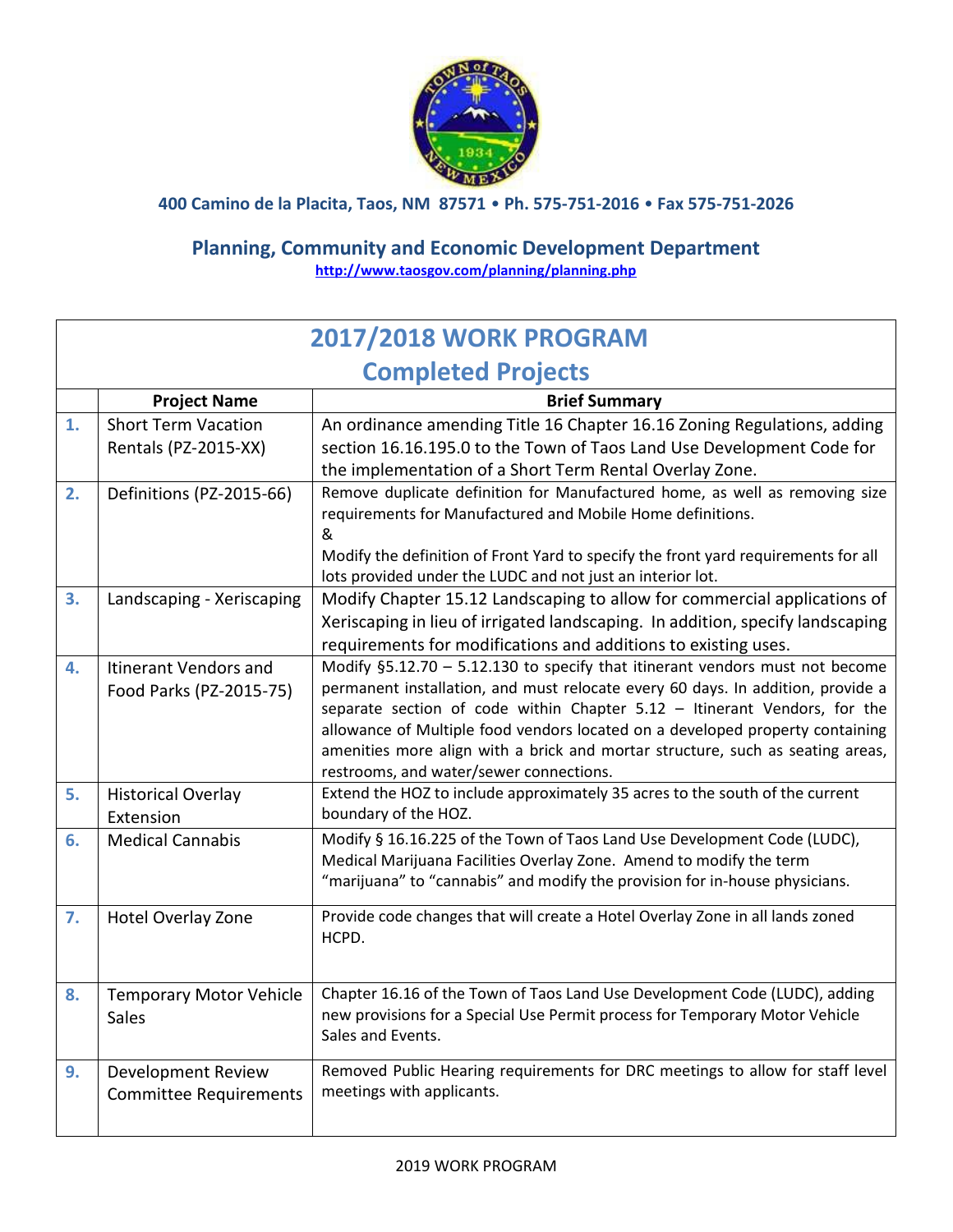400 Camino de la Placita, Taos, NM 87571 • Ph. 575-751-2016 • Fax 575-751-2026

## Planning, Community and Economic Development Department

http://www.taosgov.com/planning/planning.php

# 2017/2018 WORK PROGRAM

## Completed Projects

| | Project Name | Brief Summary |
|---|---|---|
| 1. | Short Term Vacation Rentals (PZ-2015-XX) | An ordinance amending Title 16 Chapter 16.16 Zoning Regulations, adding section 16.16.195.0 to the Town of Taos Land Use Development Code for the implementation of a Short Term Rental Overlay Zone. |
| 2. | Definitions (PZ-2015-66) | Remove duplicate definition for Manufactured home, as well as removing size requirements for Manufactured and Mobile Home definitions. & Modify the definition of Front Yard to specify the front yard requirements for all lots provided under the LUDC and not just an interior lot. |
| 3. | Landscaping - Xeriscaping | Modify Chapter 15.12 Landscaping to allow for commercial applications of Xeriscaping in lieu of irrigated landscaping. In addition, specify landscaping requirements for modifications and additions to existing uses. |
| 4. | Itinerant Vendors and Food Parks (PZ-2015-75) | Modify §5.12.70 – 5.12.130 to specify that itinerant vendors must not become permanent installation, and must relocate every 60 days. In addition, provide a separate section of code within Chapter 5.12 – Itinerant Vendors, for the allowance of Multiple food vendors located on a developed property containing amenities more align with a brick and mortar structure, such as seating areas, restrooms, and water/sewer connections. |
| 5. | Historical Overlay Extension | Extend the HOZ to include approximately 35 acres to the south of the current boundary of the HOZ. |
| 6. | Medical Cannabis | Modify § 16.16.225 of the Town of Taos Land Use Development Code (LUDC), Medical Marijuana Facilities Overlay Zone. Amend to modify the term "marijuana" to "cannabis" and modify the provision for in-house physicians. |
| 7. | Hotel Overlay Zone | Provide code changes that will create a Hotel Overlay Zone in all lands zoned HCPD. |
| 8. | Temporary Motor Vehicle Sales | Chapter 16.16 of the Town of Taos Land Use Development Code (LUDC), adding new provisions for a Special Use Permit process for Temporary Motor Vehicle Sales and Events. |
| 9. | Development Review Committee Requirements | Removed Public Hearing requirements for DRC meetings to allow for staff level meetings with applicants. |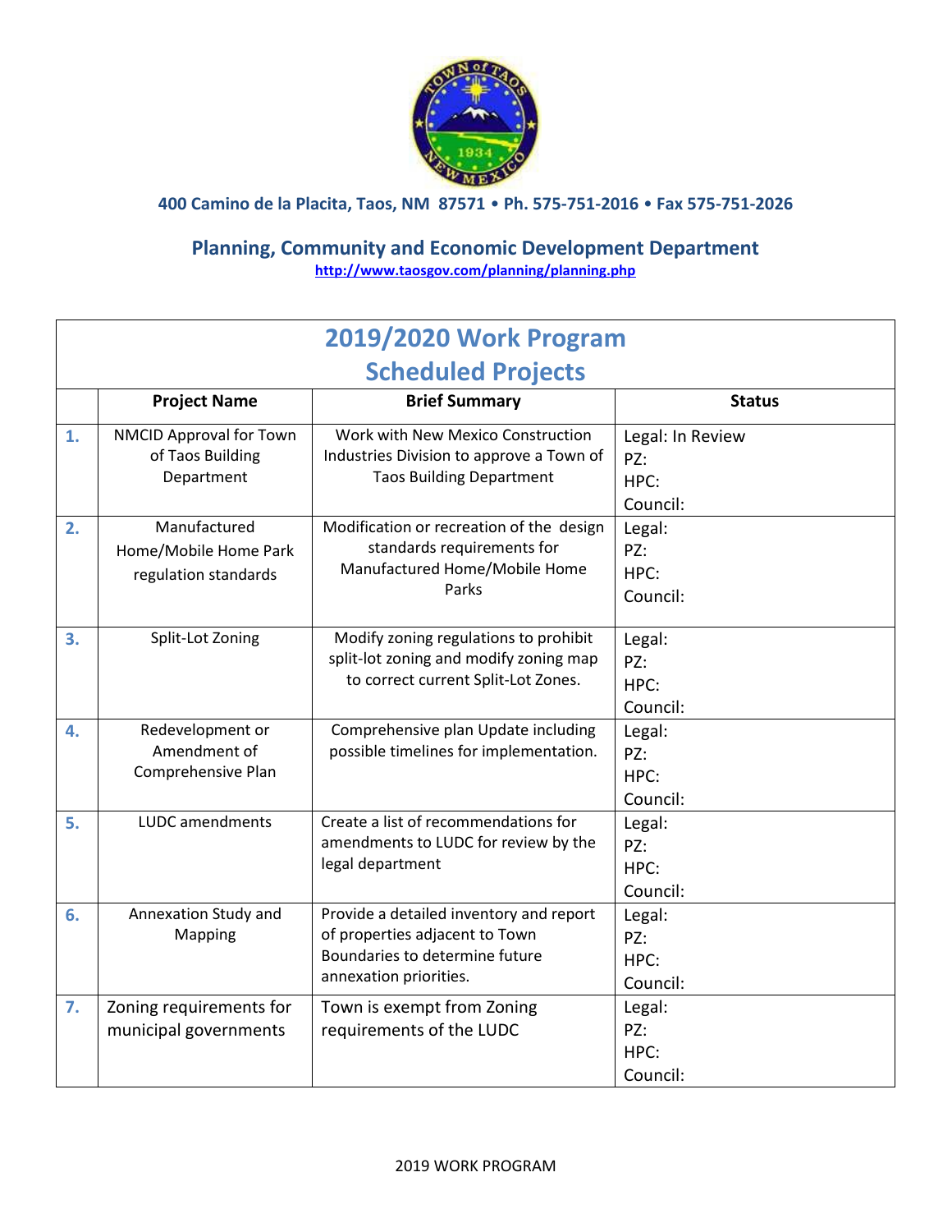400 Camino de la Placita, Taos, NM 87571 • Ph. 575-751-2016 • Fax 575-751-2026

## Planning, Community and Economic Development Department

http://www.taosgov.com/planning/planning.php

# 2019/2020 Work Program
# Scheduled Projects

| | Project Name | Brief Summary | Status |
|---|---|---|---|
| 1. | NMCID Approval for Town of Taos Building Department | Work with New Mexico Construction Industries Division to approve a Town of Taos Building Department | Legal: In Review<br>PZ:<br>HPC:<br>Council: |
| 2. | Manufactured Home/Mobile Home Park regulation standards | Modification or recreation of the design standards requirements for Manufactured Home/Mobile Home Parks | Legal:<br>PZ:<br>HPC:<br>Council: |
| 3. | Split-Lot Zoning | Modify zoning regulations to prohibit split-lot zoning and modify zoning map to correct current Split-Lot Zones. | Legal:<br>PZ:<br>HPC:<br>Council: |
| 4. | Redevelopment or Amendment of Comprehensive Plan | Comprehensive plan Update including possible timelines for implementation. | Legal:<br>PZ:<br>HPC:<br>Council: |
| 5. | LUDC amendments | Create a list of recommendations for amendments to LUDC for review by the legal department | Legal:<br>PZ:<br>HPC:<br>Council: |
| 6. | Annexation Study and Mapping | Provide a detailed inventory and report of properties adjacent to Town Boundaries to determine future annexation priorities. | Legal:<br>PZ:<br>HPC:<br>Council: |
| 7. | Zoning requirements for municipal governments | Town is exempt from Zoning requirements of the LUDC | Legal:<br>PZ:<br>HPC:<br>Council: |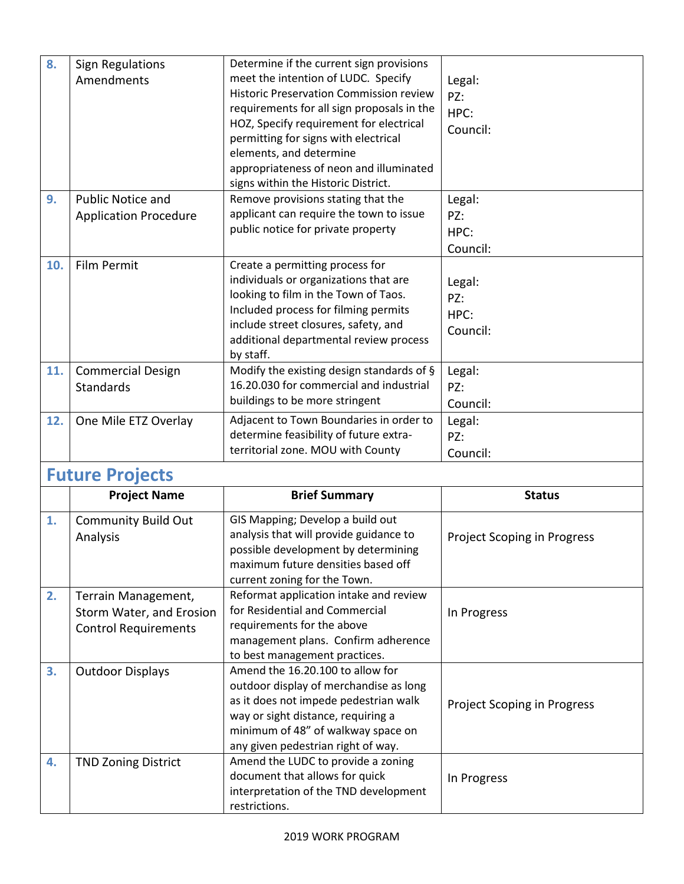| | | | |
|---|---|---|---|
| **8.** | Sign Regulations Amendments | Determine if the current sign provisions meet the intention of LUDC. Specify Historic Preservation Commission review requirements for all sign proposals in the HOZ, Specify requirement for electrical permitting for signs with electrical elements, and determine appropriateness of neon and illuminated signs within the Historic District. | Legal:<br>PZ:<br>HPC:<br>Council: |
| **9.** | Public Notice and Application Procedure | Remove provisions stating that the applicant can require the town to issue public notice for private property | Legal:<br>PZ:<br>HPC:<br>Council: |
| **10.** | Film Permit | Create a permitting process for individuals or organizations that are looking to film in the Town of Taos. Included process for filming permits include street closures, safety, and additional departmental review process by staff. | Legal:<br>PZ:<br>HPC:<br>Council: |
| **11.** | Commercial Design Standards | Modify the existing design standards of § 16.20.030 for commercial and industrial buildings to be more stringent | Legal:<br>PZ:<br>Council: |
| **12.** | One Mile ETZ Overlay | Adjacent to Town Boundaries in order to determine feasibility of future extra-territorial zone. MOU with County | Legal:<br>PZ:<br>Council: |

## Future Projects

| | Project Name | Brief Summary | Status |
|---|---|---|---|
| **1.** | Community Build Out Analysis | GIS Mapping; Develop a build out analysis that will provide guidance to possible development by determining maximum future densities based off current zoning for the Town. | Project Scoping in Progress |
| **2.** | Terrain Management, Storm Water, and Erosion Control Requirements | Reformat application intake and review for Residential and Commercial requirements for the above management plans. Confirm adherence to best management practices. | In Progress |
| **3.** | Outdoor Displays | Amend the 16.20.100 to allow for outdoor display of merchandise as long as it does not impede pedestrian walk way or sight distance, requiring a minimum of 48" of walkway space on any given pedestrian right of way. | Project Scoping in Progress |
| **4.** | TND Zoning District | Amend the LUDC to provide a zoning document that allows for quick interpretation of the TND development restrictions. | In Progress |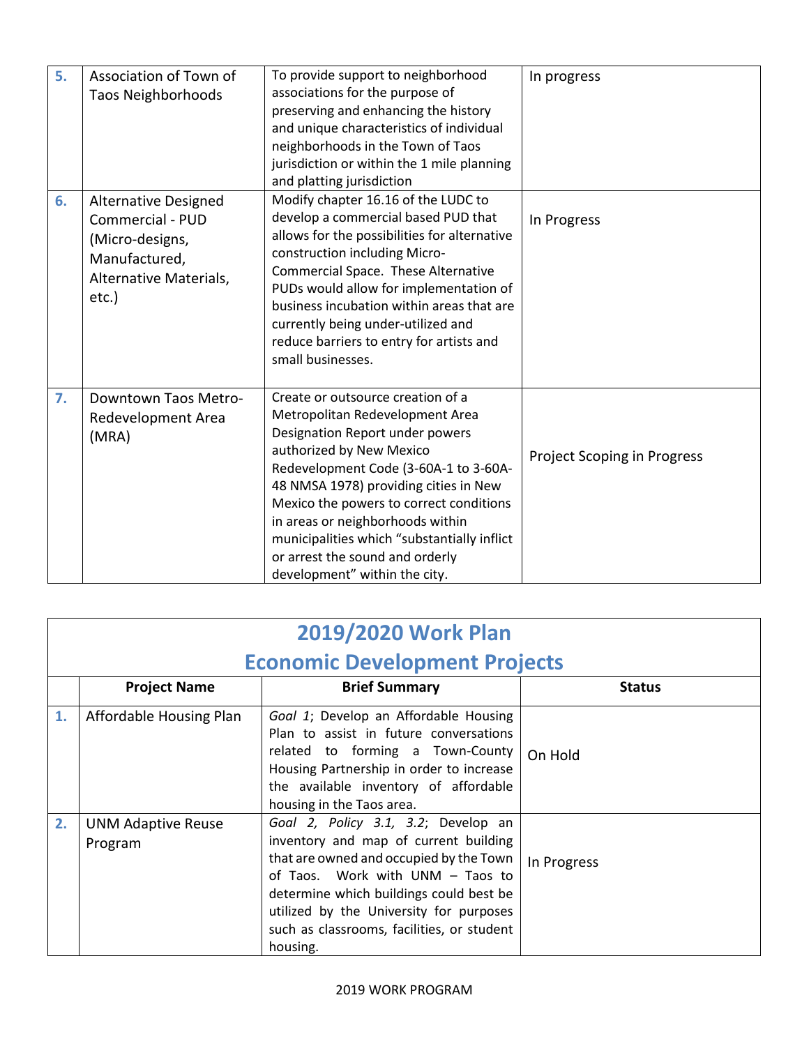| | | | |
|---|---|---|---|
| **5.** | Association of Town of Taos Neighborhoods | To provide support to neighborhood associations for the purpose of preserving and enhancing the history and unique characteristics of individual neighborhoods in the Town of Taos jurisdiction or within the 1 mile planning and platting jurisdiction | In progress |
| **6.** | Alternative Designed Commercial - PUD (Micro-designs, Manufactured, Alternative Materials, etc.) | Modify chapter 16.16 of the LUDC to develop a commercial based PUD that allows for the possibilities for alternative construction including Micro-Commercial Space. These Alternative PUDs would allow for implementation of business incubation within areas that are currently being under-utilized and reduce barriers to entry for artists and small businesses. | In Progress |
| **7.** | Downtown Taos Metro-Redevelopment Area (MRA) | Create or outsource creation of a Metropolitan Redevelopment Area Designation Report under powers authorized by New Mexico Redevelopment Code (3-60A-1 to 3-60A-48 NMSA 1978) providing cities in New Mexico the powers to correct conditions in areas or neighborhoods within municipalities which "substantially inflict or arrest the sound and orderly development" within the city. | Project Scoping in Progress |

## 2019/2020 Work Plan
## Economic Development Projects

| | Project Name | Brief Summary | Status |
|---|---|---|---|
| **1.** | Affordable Housing Plan | *Goal 1*; Develop an Affordable Housing Plan to assist in future conversations related to forming a Town-County Housing Partnership in order to increase the available inventory of affordable housing in the Taos area. | On Hold |
| **2.** | UNM Adaptive Reuse Program | *Goal 2, Policy 3.1, 3.2*; Develop an inventory and map of current building that are owned and occupied by the Town of Taos. Work with UNM – Taos to determine which buildings could best be utilized by the University for purposes such as classrooms, facilities, or student housing. | In Progress |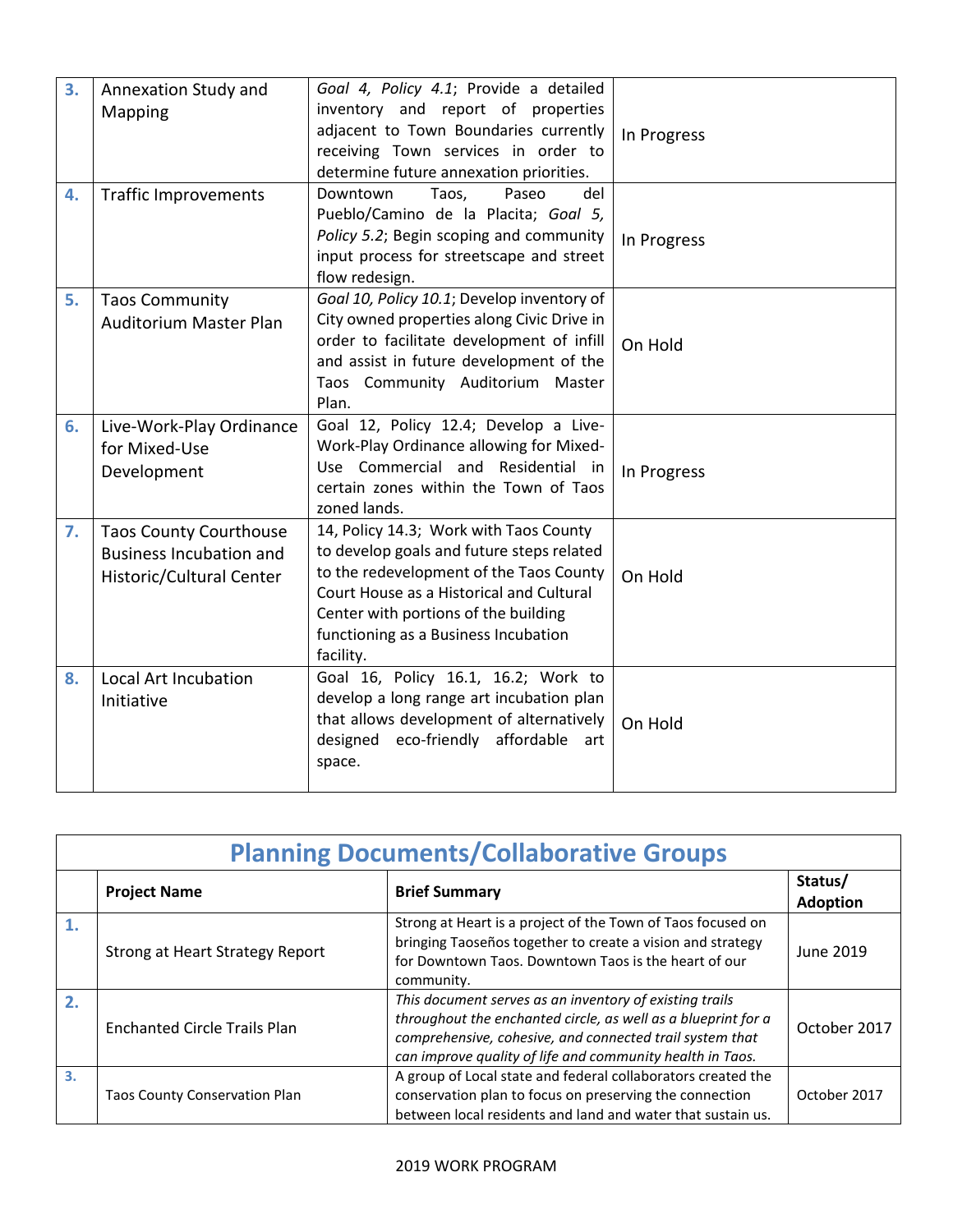| | | | |
|---|---|---|---|
| **3.** | Annexation Study and Mapping | *Goal 4, Policy 4.1*; Provide a detailed inventory and report of properties adjacent to Town Boundaries currently receiving Town services in order to determine future annexation priorities. | In Progress |
| **4.** | Traffic Improvements | Downtown Taos, Paseo del Pueblo/Camino de la Placita; *Goal 5, Policy 5.2*; Begin scoping and community input process for streetscape and street flow redesign. | In Progress |
| **5.** | Taos Community Auditorium Master Plan | *Goal 10, Policy 10.1*; Develop inventory of City owned properties along Civic Drive in order to facilitate development of infill and assist in future development of the Taos Community Auditorium Master Plan. | On Hold |
| **6.** | Live-Work-Play Ordinance for Mixed-Use Development | Goal 12, Policy 12.4; Develop a Live-Work-Play Ordinance allowing for Mixed-Use Commercial and Residential in certain zones within the Town of Taos zoned lands. | In Progress |
| **7.** | Taos County Courthouse Business Incubation and Historic/Cultural Center | 14, Policy 14.3; Work with Taos County to develop goals and future steps related to the redevelopment of the Taos County Court House as a Historical and Cultural Center with portions of the building functioning as a Business Incubation facility. | On Hold |
| **8.** | Local Art Incubation Initiative | Goal 16, Policy 16.1, 16.2; Work to develop a long range art incubation plan that allows development of alternatively designed eco-friendly affordable art space. | On Hold |

## Planning Documents/Collaborative Groups

| | **Project Name** | **Brief Summary** | **Status/ Adoption** |
|---|---|---|---|
| **1.** | Strong at Heart Strategy Report | Strong at Heart is a project of the Town of Taos focused on bringing Taoseños together to create a vision and strategy for Downtown Taos. Downtown Taos is the heart of our community. | June 2019 |
| **2.** | Enchanted Circle Trails Plan | *This document serves as an inventory of existing trails throughout the enchanted circle, as well as a blueprint for a comprehensive, cohesive, and connected trail system that can improve quality of life and community health in Taos.* | October 2017 |
| **3.** | Taos County Conservation Plan | A group of Local state and federal collaborators created the conservation plan to focus on preserving the connection between local residents and land and water that sustain us. | October 2017 |

2019 WORK PROGRAM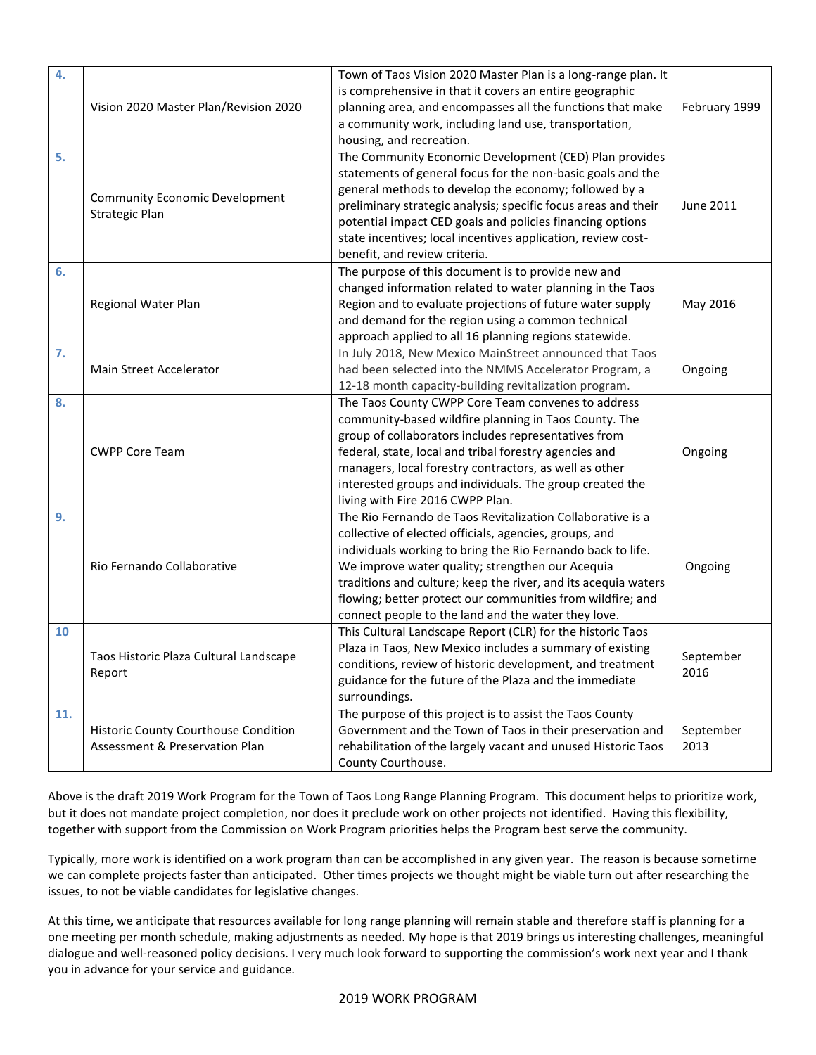| | | | |
|---|---|---|---|
| 4. | Vision 2020 Master Plan/Revision 2020 | Town of Taos Vision 2020 Master Plan is a long-range plan. It is comprehensive in that it covers an entire geographic planning area, and encompasses all the functions that make a community work, including land use, transportation, housing, and recreation. | February 1999 |
| 5. | Community Economic Development Strategic Plan | The Community Economic Development (CED) Plan provides statements of general focus for the non-basic goals and the general methods to develop the economy; followed by a preliminary strategic analysis; specific focus areas and their potential impact CED goals and policies financing options state incentives; local incentives application, review cost-benefit, and review criteria. | June 2011 |
| 6. | Regional Water Plan | The purpose of this document is to provide new and changed information related to water planning in the Taos Region and to evaluate projections of future water supply and demand for the region using a common technical approach applied to all 16 planning regions statewide. | May 2016 |
| 7. | Main Street Accelerator | In July 2018, New Mexico MainStreet announced that Taos had been selected into the NMMS Accelerator Program, a 12-18 month capacity-building revitalization program. | Ongoing |
| 8. | CWPP Core Team | The Taos County CWPP Core Team convenes to address community-based wildfire planning in Taos County. The group of collaborators includes representatives from federal, state, local and tribal forestry agencies and managers, local forestry contractors, as well as other interested groups and individuals. The group created the living with Fire 2016 CWPP Plan. | Ongoing |
| 9. | Rio Fernando Collaborative | The Rio Fernando de Taos Revitalization Collaborative is a collective of elected officials, agencies, groups, and individuals working to bring the Rio Fernando back to life. We improve water quality; strengthen our Acequia traditions and culture; keep the river, and its acequia waters flowing; better protect our communities from wildfire; and connect people to the land and the water they love. | Ongoing |
| 10 | Taos Historic Plaza Cultural Landscape Report | This Cultural Landscape Report (CLR) for the historic Taos Plaza in Taos, New Mexico includes a summary of existing conditions, review of historic development, and treatment guidance for the future of the Plaza and the immediate surroundings. | September 2016 |
| 11. | Historic County Courthouse Condition Assessment & Preservation Plan | The purpose of this project is to assist the Taos County Government and the Town of Taos in their preservation and rehabilitation of the largely vacant and unused Historic Taos County Courthouse. | September 2013 |

Above is the draft 2019 Work Program for the Town of Taos Long Range Planning Program. This document helps to prioritize work, but it does not mandate project completion, nor does it preclude work on other projects not identified. Having this flexibility, together with support from the Commission on Work Program priorities helps the Program best serve the community.

Typically, more work is identified on a work program than can be accomplished in any given year. The reason is because sometime we can complete projects faster than anticipated. Other times projects we thought might be viable turn out after researching the issues, to not be viable candidates for legislative changes.

At this time, we anticipate that resources available for long range planning will remain stable and therefore staff is planning for a one meeting per month schedule, making adjustments as needed. My hope is that 2019 brings us interesting challenges, meaningful dialogue and well-reasoned policy decisions. I very much look forward to supporting the commission's work next year and I thank you in advance for your service and guidance.

2019 WORK PROGRAM